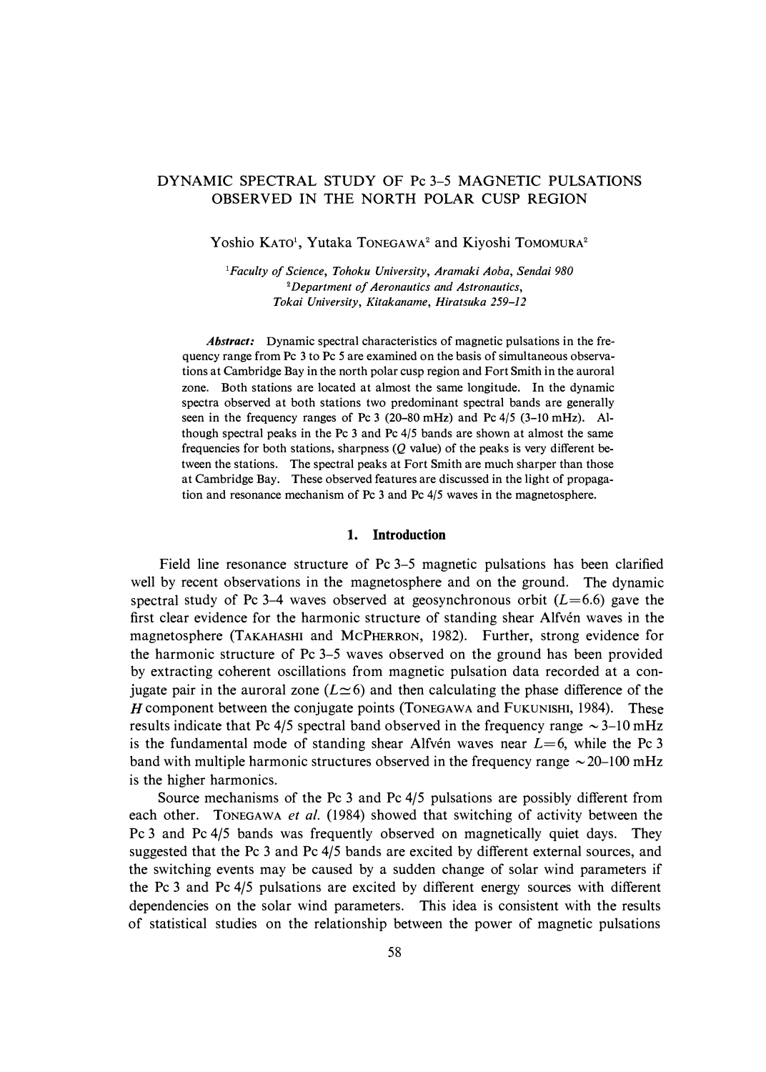# DYNAMIC SPECTRAL STUDY OF Pc 3–5 MAGNETIC PULSATIONS OBSERVED IN THE NORTH POLAR CUSP REGION

Yoshio KATO[1], Yutaka TONEGAWA[2] and Kiyoshi TOMOMURA[2]

[1]*Faculty of Science, Tohoku University, Aramaki Aoba, Sendai 980*
[2]*Department of Aeronautics and Astronautics, Tokai University, Kitakaname, Hiratsuka 259–12*

***Abstract:*** Dynamic spectral characteristics of magnetic pulsations in the frequency range from Pc 3 to Pc 5 are examined on the basis of simultaneous observations at Cambridge Bay in the north polar cusp region and Fort Smith in the auroral zone. Both stations are located at almost the same longitude. In the dynamic spectra observed at both stations two predominant spectral bands are generally seen in the frequency ranges of Pc 3 (20–80 mHz) and Pc 4/5 (3–10 mHz). Although spectral peaks in the Pc 3 and Pc 4/5 bands are shown at almost the same frequencies for both stations, sharpness ($Q$ value) of the peaks is very different between the stations. The spectral peaks at Fort Smith are much sharper than those at Cambridge Bay. These observed features are discussed in the light of propagation and resonance mechanism of Pc 3 and Pc 4/5 waves in the magnetosphere.

## 1. Introduction

Field line resonance structure of Pc 3–5 magnetic pulsations has been clarified well by recent observations in the magnetosphere and on the ground. The dynamic spectral study of Pc 3–4 waves observed at geosynchronous orbit ($L=6.6$) gave the first clear evidence for the harmonic structure of standing shear Alfvén waves in the magnetosphere (TAKAHASHI and MCPHERRON, 1982). Further, strong evidence for the harmonic structure of Pc 3–5 waves observed on the ground has been provided by extracting coherent oscillations from magnetic pulsation data recorded at a conjugate pair in the auroral zone ($L\simeq 6$) and then calculating the phase difference of the $H$ component between the conjugate points (TONEGAWA and FUKUNISHI, 1984). These results indicate that Pc 4/5 spectral band observed in the frequency range $\sim$3–10 mHz is the fundamental mode of standing shear Alfvén waves near $L=6$, while the Pc 3 band with multiple harmonic structures observed in the frequency range $\sim$20–100 mHz is the higher harmonics.

Source mechanisms of the Pc 3 and Pc 4/5 pulsations are possibly different from each other. TONEGAWA *et al.* (1984) showed that switching of activity between the Pc 3 and Pc 4/5 bands was frequently observed on magnetically quiet days. They suggested that the Pc 3 and Pc 4/5 bands are excited by different external sources, and the switching events may be caused by a sudden change of solar wind parameters if the Pc 3 and Pc 4/5 pulsations are excited by different energy sources with different dependencies on the solar wind parameters. This idea is consistent with the results of statistical studies on the relationship between the power of magnetic pulsations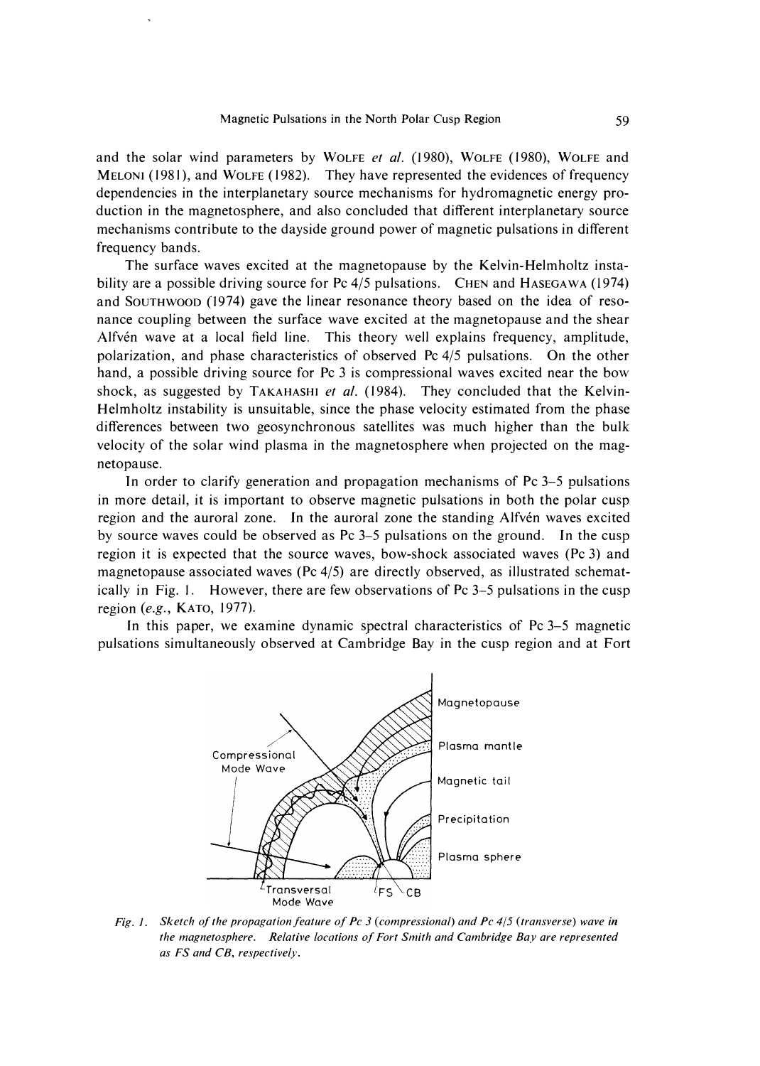and the solar wind parameters by WOLFE *et al.* (1980), WOLFE (1980), WOLFE and MELONI (1981), and WOLFE (1982). They have represented the evidences of frequency dependencies in the interplanetary source mechanisms for hydromagnetic energy production in the magnetosphere, and also concluded that different interplanetary source mechanisms contribute to the dayside ground power of magnetic pulsations in different frequency bands.

The surface waves excited at the magnetopause by the Kelvin-Helmholtz instability are a possible driving source for Pc 4/5 pulsations. CHEN and HASEGAWA (1974) and SOUTHWOOD (1974) gave the linear resonance theory based on the idea of resonance coupling between the surface wave excited at the magnetopause and the shear Alfvén wave at a local field line. This theory well explains frequency, amplitude, polarization, and phase characteristics of observed Pc 4/5 pulsations. On the other hand, a possible driving source for Pc 3 is compressional waves excited near the bow shock, as suggested by TAKAHASHI *et al.* (1984). They concluded that the Kelvin-Helmholtz instability is unsuitable, since the phase velocity estimated from the phase differences between two geosynchronous satellites was much higher than the bulk velocity of the solar wind plasma in the magnetosphere when projected on the magnetopause.

In order to clarify generation and propagation mechanisms of Pc 3–5 pulsations in more detail, it is important to observe magnetic pulsations in both the polar cusp region and the auroral zone. In the auroral zone the standing Alfvén waves excited by source waves could be observed as Pc 3–5 pulsations on the ground. In the cusp region it is expected that the source waves, bow-shock associated waves (Pc 3) and magnetopause associated waves (Pc 4/5) are directly observed, as illustrated schematically in Fig. 1. However, there are few observations of Pc 3–5 pulsations in the cusp region (*e.g.*, KATO, 1977).

In this paper, we examine dynamic spectral characteristics of Pc 3–5 magnetic pulsations simultaneously observed at Cambridge Bay in the cusp region and at Fort

*Fig. 1. Sketch of the propagation feature of Pc 3 (compressional) and Pc 4/5 (transverse) wave in the magnetosphere. Relative locations of Fort Smith and Cambridge Bay are represented as FS and CB, respectively.*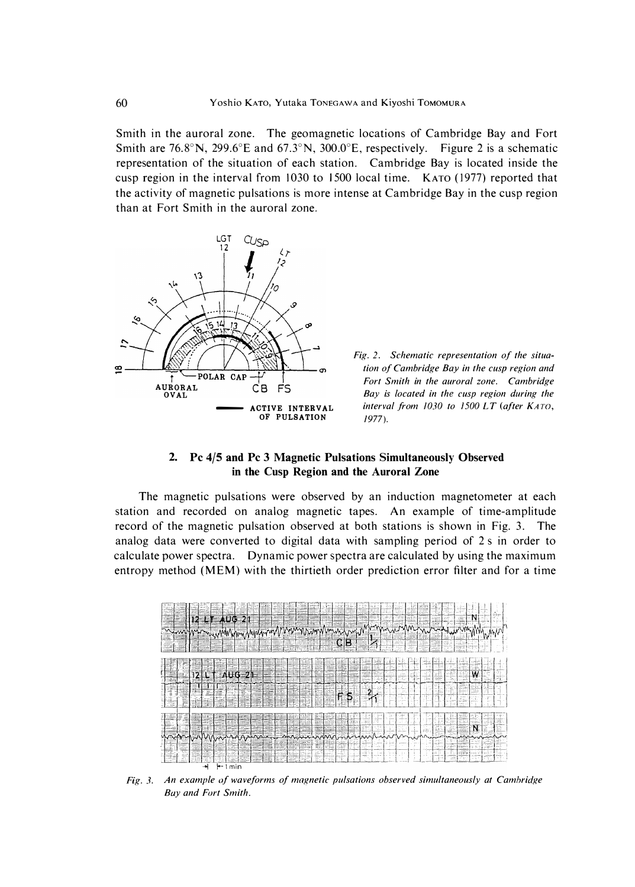Smith in the auroral zone. The geomagnetic locations of Cambridge Bay and Fort Smith are 76.8°N, 299.6°E and 67.3°N, 300.0°E, respectively. Figure 2 is a schematic representation of the situation of each station. Cambridge Bay is located inside the cusp region in the interval from 1030 to 1500 local time. KATO (1977) reported that the activity of magnetic pulsations is more intense at Cambridge Bay in the cusp region than at Fort Smith in the auroral zone.

*Fig. 2. Schematic representation of the situation of Cambridge Bay in the cusp region and Fort Smith in the auroral zone. Cambridge Bay is located in the cusp region during the interval from 1030 to 1500 LT (after KATO, 1977).*

## 2. Pc 4/5 and Pc 3 Magnetic Pulsations Simultaneously Observed in the Cusp Region and the Auroral Zone

The magnetic pulsations were observed by an induction magnetometer at each station and recorded on analog magnetic tapes. An example of time-amplitude record of the magnetic pulsation observed at both stations is shown in Fig. 3. The analog data were converted to digital data with sampling period of 2 s in order to calculate power spectra. Dynamic power spectra are calculated by using the maximum entropy method (MEM) with the thirtieth order prediction error filter and for a time

*Fig. 3. An example of waveforms of magnetic pulsations observed simultaneously at Cambridge Bay and Fort Smith.*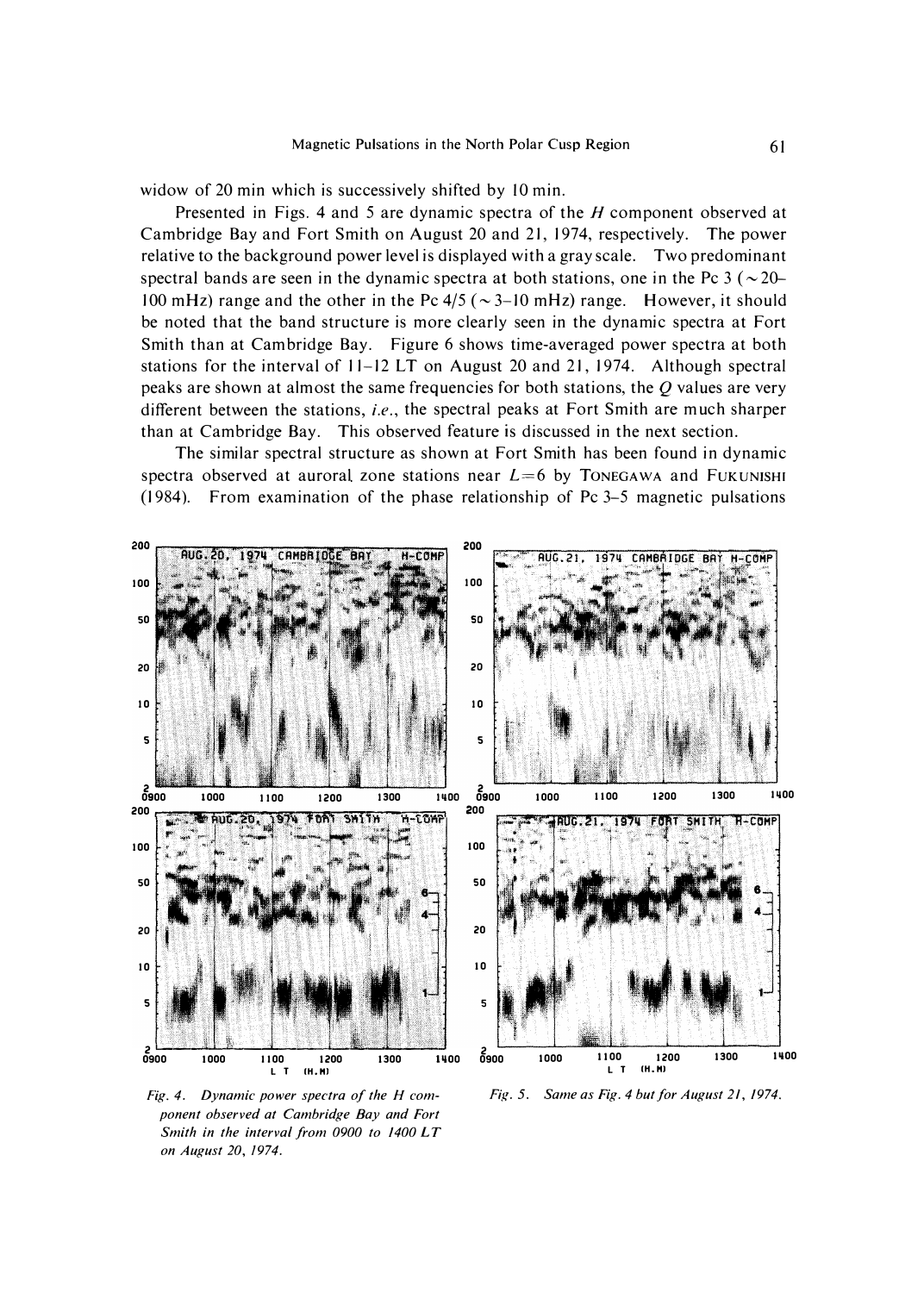widow of 20 min which is successively shifted by 10 min.

Presented in Figs. 4 and 5 are dynamic spectra of the *H* component observed at Cambridge Bay and Fort Smith on August 20 and 21, 1974, respectively. The power relative to the background power level is displayed with a gray scale. Two predominant spectral bands are seen in the dynamic spectra at both stations, one in the Pc 3 (~20–100 mHz) range and the other in the Pc 4/5 (~3–10 mHz) range. However, it should be noted that the band structure is more clearly seen in the dynamic spectra at Fort Smith than at Cambridge Bay. Figure 6 shows time-averaged power spectra at both stations for the interval of 11–12 LT on August 20 and 21, 1974. Although spectral peaks are shown at almost the same frequencies for both stations, the *Q* values are very different between the stations, *i.e.*, the spectral peaks at Fort Smith are much sharper than at Cambridge Bay. This observed feature is discussed in the next section.

The similar spectral structure as shown at Fort Smith has been found in dynamic spectra observed at auroral zone stations near $L=6$ by TONEGAWA and FUKUNISHI (1984). From examination of the phase relationship of Pc 3–5 magnetic pulsations

*Fig. 4. Dynamic power spectra of the H component observed at Cambridge Bay and Fort Smith in the interval from 0900 to 1400 LT on August 20, 1974.*

*Fig. 5. Same as Fig. 4 but for August 21, 1974.*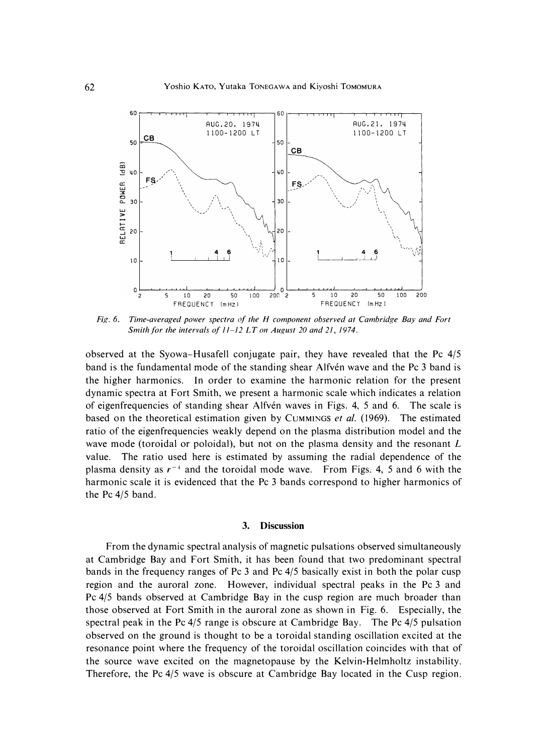*Fig. 6. Time-averaged power spectra of the H component observed at Cambridge Bay and Fort Smith for the intervals of 11–12 LT on August 20 and 21, 1974.*

observed at the Syowa–Husafell conjugate pair, they have revealed that the Pc 4/5 band is the fundamental mode of the standing shear Alfvén wave and the Pc 3 band is the higher harmonics. In order to examine the harmonic relation for the present dynamic spectra at Fort Smith, we present a harmonic scale which indicates a relation of eigenfrequencies of standing shear Alfvén waves in Figs. 4, 5 and 6. The scale is based on the theoretical estimation given by CUMMINGS *et al.* (1969). The estimated ratio of the eigenfrequencies weakly depend on the plasma distribution model and the wave mode (toroidal or poloidal), but not on the plasma density and the resonant $L$ value. The ratio used here is estimated by assuming the radial dependence of the plasma density as $r^{-4}$ and the toroidal mode wave. From Figs. 4, 5 and 6 with the harmonic scale it is evidenced that the Pc 3 bands correspond to higher harmonics of the Pc 4/5 band.

## 3. Discussion

From the dynamic spectral analysis of magnetic pulsations observed simultaneously at Cambridge Bay and Fort Smith, it has been found that two predominant spectral bands in the frequency ranges of Pc 3 and Pc 4/5 basically exist in both the polar cusp region and the auroral zone. However, individual spectral peaks in the Pc 3 and Pc 4/5 bands observed at Cambridge Bay in the cusp region are much broader than those observed at Fort Smith in the auroral zone as shown in Fig. 6. Especially, the spectral peak in the Pc 4/5 range is obscure at Cambridge Bay. The Pc 4/5 pulsation observed on the ground is thought to be a toroidal standing oscillation excited at the resonance point where the frequency of the toroidal oscillation coincides with that of the source wave excited on the magnetopause by the Kelvin-Helmholtz instability. Therefore, the Pc 4/5 wave is obscure at Cambridge Bay located in the Cusp region.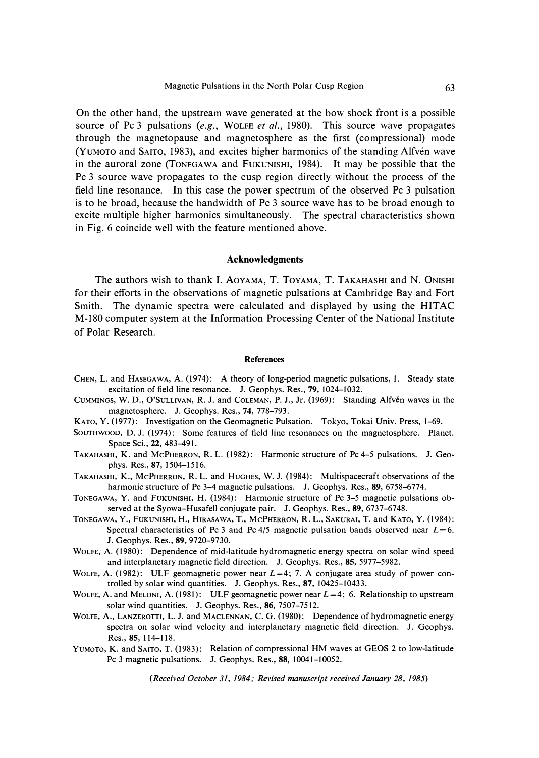On the other hand, the upstream wave generated at the bow shock front is a possible source of Pc 3 pulsations (*e.g.*, WOLFE *et al.*, 1980). This source wave propagates through the magnetopause and magnetosphere as the first (compressional) mode (YUMOTO and SAITO, 1983), and excites higher harmonics of the standing Alfvén wave in the auroral zone (TONEGAWA and FUKUNISHI, 1984). It may be possible that the Pc 3 source wave propagates to the cusp region directly without the process of the field line resonance. In this case the power spectrum of the observed Pc 3 pulsation is to be broad, because the bandwidth of Pc 3 source wave has to be broad enough to excite multiple higher harmonics simultaneously. The spectral characteristics shown in Fig. 6 coincide well with the feature mentioned above.

## Acknowledgments

The authors wish to thank I. AOYAMA, T. TOYAMA, T. TAKAHASHI and N. ONISHI for their efforts in the observations of magnetic pulsations at Cambridge Bay and Fort Smith. The dynamic spectra were calculated and displayed by using the HITAC M-180 computer system at the Information Processing Center of the National Institute of Polar Research.

## References

CHEN, L. and HASEGAWA, A. (1974): A theory of long-period magnetic pulsations, 1. Steady state excitation of field line resonance. J. Geophys. Res., **79**, 1024–1032.

CUMMINGS, W. D., O'SULLIVAN, R. J. and COLEMAN, P. J., Jr. (1969): Standing Alfvén waves in the magnetosphere. J. Geophys. Res., **74**, 778–793.

KATO, Y. (1977): Investigation on the Geomagnetic Pulsation. Tokyo, Tokai Univ. Press, 1–69.

SOUTHWOOD, D. J. (1974): Some features of field line resonances on the magnetosphere. Planet. Space Sci., **22**, 483–491.

TAKAHASHI, K. and MCPHERRON, R. L. (1982): Harmonic structure of Pc 4–5 pulsations. J. Geophys. Res., **87**, 1504–1516.

TAKAHASHI, K., MCPHERRON, R. L. and HUGHES, W. J. (1984): Multispacecraft observations of the harmonic structure of Pc 3–4 magnetic pulsations. J. Geophys. Res., **89**, 6758–6774.

TONEGAWA, Y. and FUKUNISHI, H. (1984): Harmonic structure of Pc 3–5 magnetic pulsations observed at the Syowa–Husafell conjugate pair. J. Geophys. Res., **89**, 6737–6748.

TONEGAWA, Y., FUKUNISHI, H., HIRASAWA, T., MCPHERRON, R. L., SAKURAI, T. and KATO, Y. (1984): Spectral characteristics of Pc 3 and Pc 4/5 magnetic pulsation bands observed near $L=6$. J. Geophys. Res., **89**, 9720–9730.

WOLFE, A. (1980): Dependence of mid-latitude hydromagnetic energy spectra on solar wind speed and interplanetary magnetic field direction. J. Geophys. Res., **85**, 5977–5982.

WOLFE, A. (1982): ULF geomagnetic power near $L=4$; 7. A conjugate area study of power controlled by solar wind quantities. J. Geophys. Res., **87**, 10425–10433.

WOLFE, A. and MELONI, A. (1981): ULF geomagnetic power near $L=4$; 6. Relationship to upstream solar wind quantities. J. Geophys. Res., **86**, 7507–7512.

WOLFE, A., LANZEROTTI, L. J. and MACLENNAN, C. G. (1980): Dependence of hydromagnetic energy spectra on solar wind velocity and interplanetary magnetic field direction. J. Geophys. Res., **85**, 114–118.

YUMOTO, K. and SAITO, T. (1983): Relation of compressional HM waves at GEOS 2 to low-latitude Pc 3 magnetic pulsations. J. Geophys. Res., **88**, 10041–10052.

*(Received October 31, 1984; Revised manuscript received January 28, 1985)*